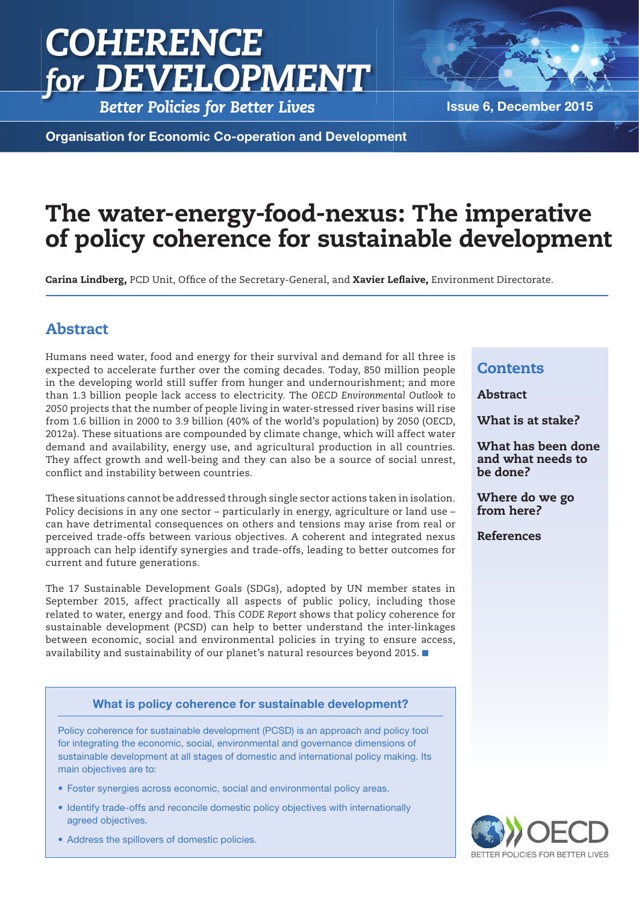# COHERENCE for DEVELOPMENT

*Better Policies for Better Lives*

Issue 6, December 2015

Organisation for Economic Co-operation and Development

# The water-energy-food-nexus: The imperative of policy coherence for sustainable development

**Carina Lindberg,** PCD Unit, Office of the Secretary-General, and **Xavier Leflaive,** Environment Directorate.

## Abstract

Humans need water, food and energy for their survival and demand for all three is expected to accelerate further over the coming decades. Today, 850 million people in the developing world still suffer from hunger and undernourishment; and more than 1.3 billion people lack access to electricity. The *OECD Environmental Outlook to 2050* projects that the number of people living in water-stressed river basins will rise from 1.6 billion in 2000 to 3.9 billion (40% of the world's population) by 2050 (OECD, 2012a). These situations are compounded by climate change, which will affect water demand and availability, energy use, and agricultural production in all countries. They affect growth and well-being and they can also be a source of social unrest, conflict and instability between countries.

These situations cannot be addressed through single sector actions taken in isolation. Policy decisions in any one sector – particularly in energy, agriculture or land use – can have detrimental consequences on others and tensions may arise from real or perceived trade-offs between various objectives. A coherent and integrated nexus approach can help identify synergies and trade-offs, leading to better outcomes for current and future generations.

The 17 Sustainable Development Goals (SDGs), adopted by UN member states in September 2015, affect practically all aspects of public policy, including those related to water, energy and food. This *CODE Report* shows that policy coherence for sustainable development (PCSD) can help to better understand the inter-linkages between economic, social and environmental policies in trying to ensure access, availability and sustainability of our planet's natural resources beyond 2015.

### What is policy coherence for sustainable development?

Policy coherence for sustainable development (PCSD) is an approach and policy tool for integrating the economic, social, environmental and governance dimensions of sustainable development at all stages of domestic and international policy making. Its main objectives are to:

- Foster synergies across economic, social and environmental policy areas.
- Identify trade-offs and reconcile domestic policy objectives with internationally agreed objectives.
- Address the spillovers of domestic policies.

## Contents

- Abstract
- What is at stake?
- What has been done and what needs to be done?
- Where do we go from here?
- References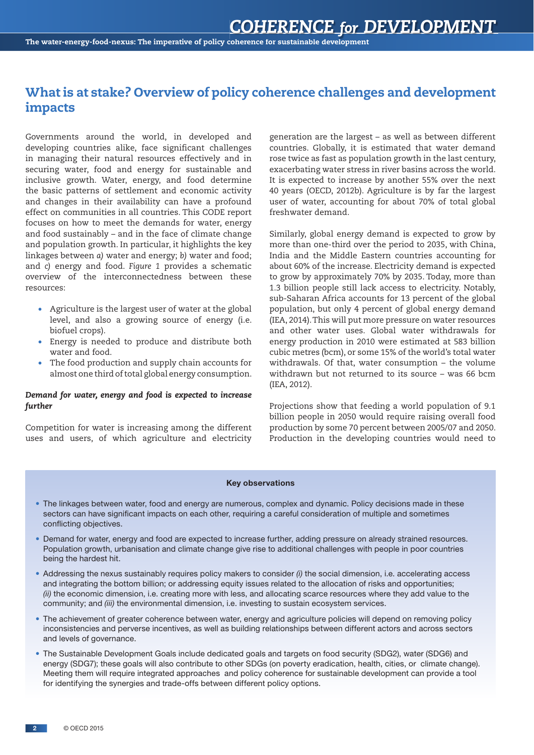## What is at stake? Overview of policy coherence challenges and development impacts

Governments around the world, in developed and developing countries alike, face significant challenges in managing their natural resources effectively and in securing water, food and energy for sustainable and inclusive growth. Water, energy, and food determine the basic patterns of settlement and economic activity and changes in their availability can have a profound effect on communities in all countries. This CODE report focuses on how to meet the demands for water, energy and food sustainably – and in the face of climate change and population growth. In particular, it highlights the key linkages between *a)* water and energy; *b)* water and food; and *c)* energy and food. *Figure 1* provides a schematic overview of the interconnectedness between these resources:

- Agriculture is the largest user of water at the global level, and also a growing source of energy (i.e. biofuel crops).
- Energy is needed to produce and distribute both water and food.
- The food production and supply chain accounts for almost one third of total global energy consumption.

***Demand for water, energy and food is expected to increase further***

Competition for water is increasing among the different uses and users, of which agriculture and electricity generation are the largest – as well as between different countries. Globally, it is estimated that water demand rose twice as fast as population growth in the last century, exacerbating water stress in river basins across the world. It is expected to increase by another 55% over the next 40 years (OECD, 2012b). Agriculture is by far the largest user of water, accounting for about 70% of total global freshwater demand.

Similarly, global energy demand is expected to grow by more than one-third over the period to 2035, with China, India and the Middle Eastern countries accounting for about 60% of the increase. Electricity demand is expected to grow by approximately 70% by 2035. Today, more than 1.3 billion people still lack access to electricity. Notably, sub-Saharan Africa accounts for 13 percent of the global population, but only 4 percent of global energy demand (IEA, 2014). This will put more pressure on water resources and other water uses. Global water withdrawals for energy production in 2010 were estimated at 583 billion cubic metres (bcm), or some 15% of the world's total water withdrawals. Of that, water consumption – the volume withdrawn but not returned to its source – was 66 bcm (IEA, 2012).

Projections show that feeding a world population of 9.1 billion people in 2050 would require raising overall food production by some 70 percent between 2005/07 and 2050. Production in the developing countries would need to

**Key observations**

- The linkages between water, food and energy are numerous, complex and dynamic. Policy decisions made in these sectors can have significant impacts on each other, requiring a careful consideration of multiple and sometimes conflicting objectives.
- Demand for water, energy and food are expected to increase further, adding pressure on already strained resources. Population growth, urbanisation and climate change give rise to additional challenges with people in poor countries being the hardest hit.
- Addressing the nexus sustainably requires policy makers to consider *(i)* the social dimension, i.e. accelerating access and integrating the bottom billion; or addressing equity issues related to the allocation of risks and opportunities; *(ii)* the economic dimension, i.e. creating more with less, and allocating scarce resources where they add value to the community; and *(iii)* the environmental dimension, i.e. investing to sustain ecosystem services.
- The achievement of greater coherence between water, energy and agriculture policies will depend on removing policy inconsistencies and perverse incentives, as well as building relationships between different actors and across sectors and levels of governance.
- The Sustainable Development Goals include dedicated goals and targets on food security (SDG2), water (SDG6) and energy (SDG7); these goals will also contribute to other SDGs (on poverty eradication, health, cities, or climate change). Meeting them will require integrated approaches and policy coherence for sustainable development can provide a tool for identifying the synergies and trade-offs between different policy options.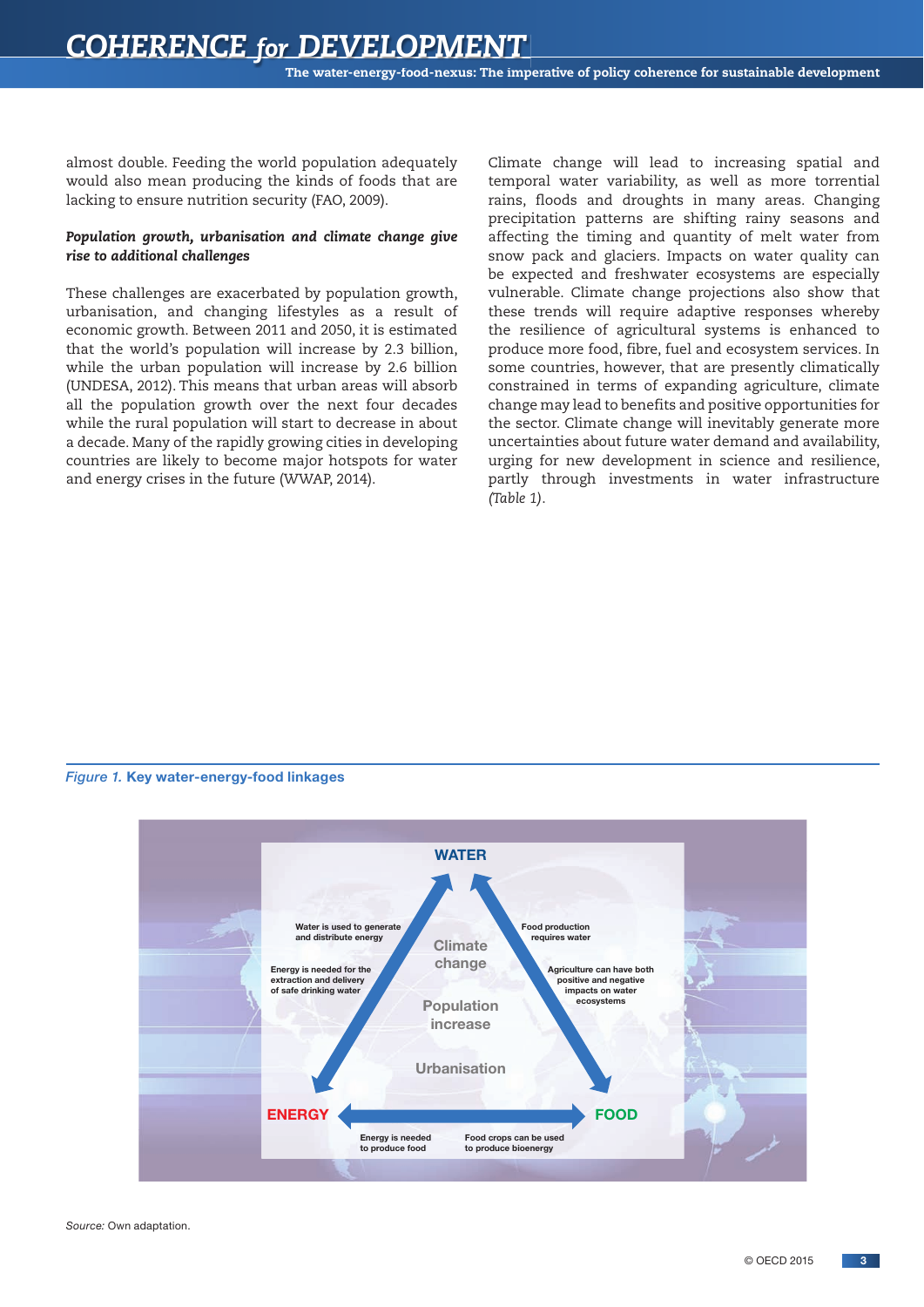almost double. Feeding the world population adequately would also mean producing the kinds of foods that are lacking to ensure nutrition security (FAO, 2009).

***Population growth, urbanisation and climate change give rise to additional challenges***

These challenges are exacerbated by population growth, urbanisation, and changing lifestyles as a result of economic growth. Between 2011 and 2050, it is estimated that the world's population will increase by 2.3 billion, while the urban population will increase by 2.6 billion (UNDESA, 2012). This means that urban areas will absorb all the population growth over the next four decades while the rural population will start to decrease in about a decade. Many of the rapidly growing cities in developing countries are likely to become major hotspots for water and energy crises in the future (WWAP, 2014).

Climate change will lead to increasing spatial and temporal water variability, as well as more torrential rains, floods and droughts in many areas. Changing precipitation patterns are shifting rainy seasons and affecting the timing and quantity of melt water from snow pack and glaciers. Impacts on water quality can be expected and freshwater ecosystems are especially vulnerable. Climate change projections also show that these trends will require adaptive responses whereby the resilience of agricultural systems is enhanced to produce more food, fibre, fuel and ecosystem services. In some countries, however, that are presently climatically constrained in terms of expanding agriculture, climate change may lead to benefits and positive opportunities for the sector. Climate change will inevitably generate more uncertainties about future water demand and availability, urging for new development in science and resilience, partly through investments in water infrastructure *(Table 1)*.

*Figure 1.* **Key water-energy-food linkages**

WATER

Water is used to generate and distribute energy

Energy is needed for the extraction and delivery of safe drinking water

Food production requires water

Agriculture can have both positive and negative impacts on water ecosystems

Climate change

Population increase

Urbanisation

ENERGY

FOOD

Energy is needed to produce food

Food crops can be used to produce bioenergy

*Source:* Own adaptation.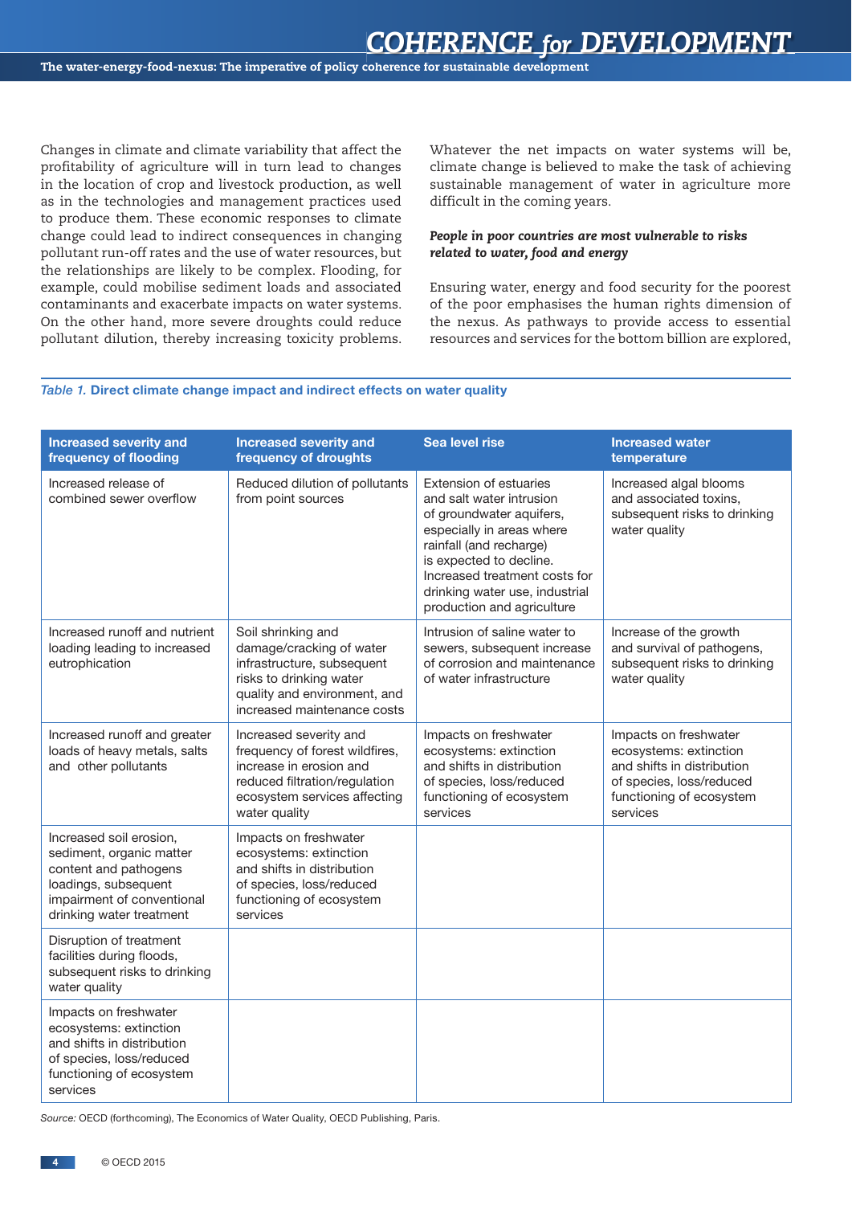Changes in climate and climate variability that affect the profitability of agriculture will in turn lead to changes in the location of crop and livestock production, as well as in the technologies and management practices used to produce them. These economic responses to climate change could lead to indirect consequences in changing pollutant run-off rates and the use of water resources, but the relationships are likely to be complex. Flooding, for example, could mobilise sediment loads and associated contaminants and exacerbate impacts on water systems. On the other hand, more severe droughts could reduce pollutant dilution, thereby increasing toxicity problems.

Whatever the net impacts on water systems will be, climate change is believed to make the task of achieving sustainable management of water in agriculture more difficult in the coming years.

***People in poor countries are most vulnerable to risks related to water, food and energy***

Ensuring water, energy and food security for the poorest of the poor emphasises the human rights dimension of the nexus. As pathways to provide access to essential resources and services for the bottom billion are explored,

*Table 1.* **Direct climate change impact and indirect effects on water quality**

| Increased severity and frequency of flooding | Increased severity and frequency of droughts | Sea level rise | Increased water temperature |
|---|---|---|---|
| Increased release of combined sewer overflow | Reduced dilution of pollutants from point sources | Extension of estuaries and salt water intrusion of groundwater aquifers, especially in areas where rainfall (and recharge) is expected to decline. Increased treatment costs for drinking water use, industrial production and agriculture | Increased algal blooms and associated toxins, subsequent risks to drinking water quality |
| Increased runoff and nutrient loading leading to increased eutrophication | Soil shrinking and damage/cracking of water infrastructure, subsequent risks to drinking water quality and environment, and increased maintenance costs | Intrusion of saline water to sewers, subsequent increase of corrosion and maintenance of water infrastructure | Increase of the growth and survival of pathogens, subsequent risks to drinking water quality |
| Increased runoff and greater loads of heavy metals, salts and other pollutants | Increased severity and frequency of forest wildfires, increase in erosion and reduced filtration/regulation ecosystem services affecting water quality | Impacts on freshwater ecosystems: extinction and shifts in distribution of species, loss/reduced functioning of ecosystem services | Impacts on freshwater ecosystems: extinction and shifts in distribution of species, loss/reduced functioning of ecosystem services |
| Increased soil erosion, sediment, organic matter content and pathogens loadings, subsequent impairment of conventional drinking water treatment | Impacts on freshwater ecosystems: extinction and shifts in distribution of species, loss/reduced functioning of ecosystem services | | |
| Disruption of treatment facilities during floods, subsequent risks to drinking water quality | | | |
| Impacts on freshwater ecosystems: extinction and shifts in distribution of species, loss/reduced functioning of ecosystem services | | | |

*Source:* OECD (forthcoming), The Economics of Water Quality, OECD Publishing, Paris.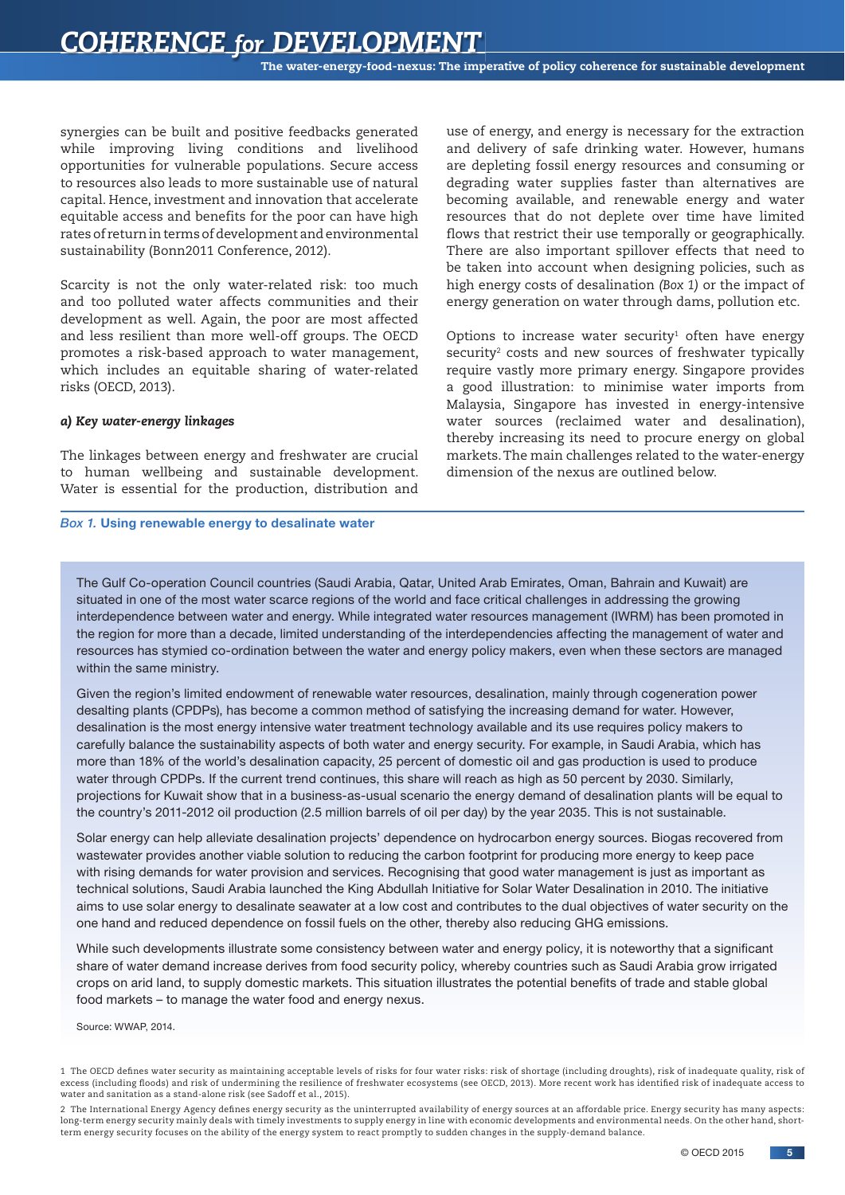synergies can be built and positive feedbacks generated while improving living conditions and livelihood opportunities for vulnerable populations. Secure access to resources also leads to more sustainable use of natural capital. Hence, investment and innovation that accelerate equitable access and benefits for the poor can have high rates of return in terms of development and environmental sustainability (Bonn2011 Conference, 2012).

Scarcity is not the only water-related risk: too much and too polluted water affects communities and their development as well. Again, the poor are most affected and less resilient than more well-off groups. The OECD promotes a risk-based approach to water management, which includes an equitable sharing of water-related risks (OECD, 2013).

### *a) Key water-energy linkages*

The linkages between energy and freshwater are crucial to human wellbeing and sustainable development. Water is essential for the production, distribution and use of energy, and energy is necessary for the extraction and delivery of safe drinking water. However, humans are depleting fossil energy resources and consuming or degrading water supplies faster than alternatives are becoming available, and renewable energy and water resources that do not deplete over time have limited flows that restrict their use temporally or geographically. There are also important spillover effects that need to be taken into account when designing policies, such as high energy costs of desalination *(Box 1)* or the impact of energy generation on water through dams, pollution etc.

Options to increase water security[1] often have energy security[2] costs and new sources of freshwater typically require vastly more primary energy. Singapore provides a good illustration: to minimise water imports from Malaysia, Singapore has invested in energy-intensive water sources (reclaimed water and desalination), thereby increasing its need to procure energy on global markets. The main challenges related to the water-energy dimension of the nexus are outlined below.

**_Box 1._ Using renewable energy to desalinate water**

The Gulf Co-operation Council countries (Saudi Arabia, Qatar, United Arab Emirates, Oman, Bahrain and Kuwait) are situated in one of the most water scarce regions of the world and face critical challenges in addressing the growing interdependence between water and energy. While integrated water resources management (IWRM) has been promoted in the region for more than a decade, limited understanding of the interdependencies affecting the management of water and resources has stymied co-ordination between the water and energy policy makers, even when these sectors are managed within the same ministry.

Given the region's limited endowment of renewable water resources, desalination, mainly through cogeneration power desalting plants (CPDPs), has become a common method of satisfying the increasing demand for water. However, desalination is the most energy intensive water treatment technology available and its use requires policy makers to carefully balance the sustainability aspects of both water and energy security. For example, in Saudi Arabia, which has more than 18% of the world's desalination capacity, 25 percent of domestic oil and gas production is used to produce water through CPDPs. If the current trend continues, this share will reach as high as 50 percent by 2030. Similarly, projections for Kuwait show that in a business-as-usual scenario the energy demand of desalination plants will be equal to the country's 2011-2012 oil production (2.5 million barrels of oil per day) by the year 2035. This is not sustainable.

Solar energy can help alleviate desalination projects' dependence on hydrocarbon energy sources. Biogas recovered from wastewater provides another viable solution to reducing the carbon footprint for producing more energy to keep pace with rising demands for water provision and services. Recognising that good water management is just as important as technical solutions, Saudi Arabia launched the King Abdullah Initiative for Solar Water Desalination in 2010. The initiative aims to use solar energy to desalinate seawater at a low cost and contributes to the dual objectives of water security on the one hand and reduced dependence on fossil fuels on the other, thereby also reducing GHG emissions.

While such developments illustrate some consistency between water and energy policy, it is noteworthy that a significant share of water demand increase derives from food security policy, whereby countries such as Saudi Arabia grow irrigated crops on arid land, to supply domestic markets. This situation illustrates the potential benefits of trade and stable global food markets – to manage the water food and energy nexus.

Source: WWAP, 2014.

1 The OECD defines water security as maintaining acceptable levels of risks for four water risks: risk of shortage (including droughts), risk of inadequate quality, risk of excess (including floods) and risk of undermining the resilience of freshwater ecosystems (see OECD, 2013). More recent work has identified risk of inadequate access to water and sanitation as a stand-alone risk (see Sadoff et al., 2015).

2 The International Energy Agency defines energy security as the uninterrupted availability of energy sources at an affordable price. Energy security has many aspects: long-term energy security mainly deals with timely investments to supply energy in line with economic developments and environmental needs. On the other hand, short-term energy security focuses on the ability of the energy system to react promptly to sudden changes in the supply-demand balance.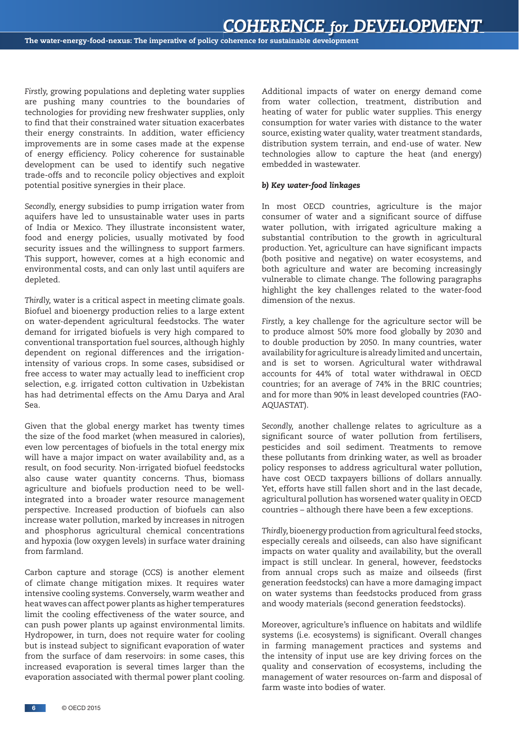*Firstly,* growing populations and depleting water supplies are pushing many countries to the boundaries of technologies for providing new freshwater supplies, only to find that their constrained water situation exacerbates their energy constraints. In addition, water efficiency improvements are in some cases made at the expense of energy efficiency. Policy coherence for sustainable development can be used to identify such negative trade-offs and to reconcile policy objectives and exploit potential positive synergies in their place.

*Secondly,* energy subsidies to pump irrigation water from aquifers have led to unsustainable water uses in parts of India or Mexico. They illustrate inconsistent water, food and energy policies, usually motivated by food security issues and the willingness to support farmers. This support, however, comes at a high economic and environmental costs, and can only last until aquifers are depleted.

*Thirdly,* water is a critical aspect in meeting climate goals. Biofuel and bioenergy production relies to a large extent on water-dependent agricultural feedstocks. The water demand for irrigated biofuels is very high compared to conventional transportation fuel sources, although highly dependent on regional differences and the irrigation-intensity of various crops. In some cases, subsidised or free access to water may actually lead to inefficient crop selection, e.g. irrigated cotton cultivation in Uzbekistan has had detrimental effects on the Amu Darya and Aral Sea.

Given that the global energy market has twenty times the size of the food market (when measured in calories), even low percentages of biofuels in the total energy mix will have a major impact on water availability and, as a result, on food security. Non-irrigated biofuel feedstocks also cause water quantity concerns. Thus, biomass agriculture and biofuels production need to be well-integrated into a broader water resource management perspective. Increased production of biofuels can also increase water pollution, marked by increases in nitrogen and phosphorus agricultural chemical concentrations and hypoxia (low oxygen levels) in surface water draining from farmland.

Carbon capture and storage (CCS) is another element of climate change mitigation mixes. It requires water intensive cooling systems. Conversely, warm weather and heat waves can affect power plants as higher temperatures limit the cooling effectiveness of the water source, and can push power plants up against environmental limits. Hydropower, in turn, does not require water for cooling but is instead subject to significant evaporation of water from the surface of dam reservoirs: in some cases, this increased evaporation is several times larger than the evaporation associated with thermal power plant cooling.

Additional impacts of water on energy demand come from water collection, treatment, distribution and heating of water for public water supplies. This energy consumption for water varies with distance to the water source, existing water quality, water treatment standards, distribution system terrain, and end-use of water. New technologies allow to capture the heat (and energy) embedded in wastewater.

***b) Key water-food linkages***

In most OECD countries, agriculture is the major consumer of water and a significant source of diffuse water pollution, with irrigated agriculture making a substantial contribution to the growth in agricultural production. Yet, agriculture can have significant impacts (both positive and negative) on water ecosystems, and both agriculture and water are becoming increasingly vulnerable to climate change. The following paragraphs highlight the key challenges related to the water-food dimension of the nexus.

*Firstly,* a key challenge for the agriculture sector will be to produce almost 50% more food globally by 2030 and to double production by 2050. In many countries, water availability for agriculture is already limited and uncertain, and is set to worsen. Agricultural water withdrawal accounts for 44% of total water withdrawal in OECD countries; for an average of 74% in the BRIC countries; and for more than 90% in least developed countries (FAO-AQUASTAT).

*Secondly,* another challenge relates to agriculture as a significant source of water pollution from fertilisers, pesticides and soil sediment. Treatments to remove these pollutants from drinking water, as well as broader policy responses to address agricultural water pollution, have cost OECD taxpayers billions of dollars annually. Yet, efforts have still fallen short and in the last decade, agricultural pollution has worsened water quality in OECD countries – although there have been a few exceptions.

*Thirdly,* bioenergy production from agricultural feed stocks, especially cereals and oilseeds, can also have significant impacts on water quality and availability, but the overall impact is still unclear. In general, however, feedstocks from annual crops such as maize and oilseeds (first generation feedstocks) can have a more damaging impact on water systems than feedstocks produced from grass and woody materials (second generation feedstocks).

Moreover, agriculture's influence on habitats and wildlife systems (i.e. ecosystems) is significant. Overall changes in farming management practices and systems and the intensity of input use are key driving forces on the quality and conservation of ecosystems, including the management of water resources on-farm and disposal of farm waste into bodies of water.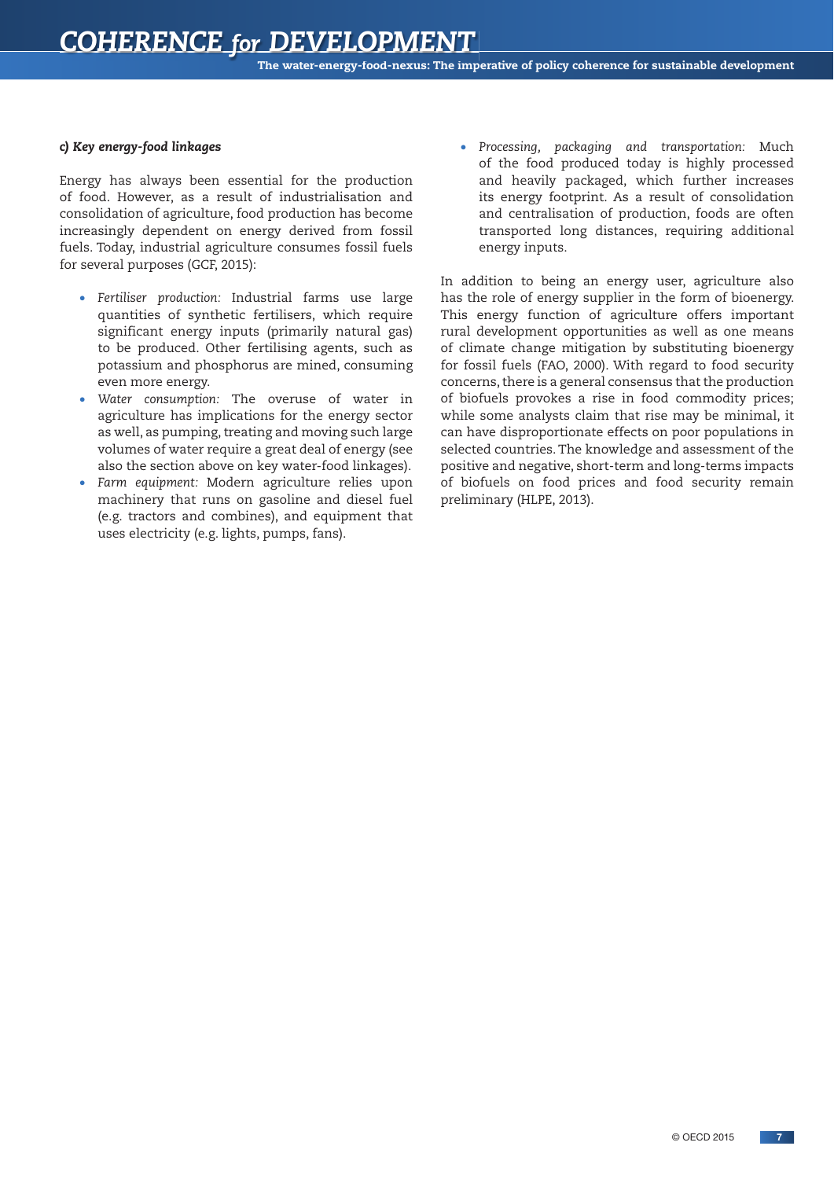#### *c) Key energy-food linkages*

Energy has always been essential for the production of food. However, as a result of industrialisation and consolidation of agriculture, food production has become increasingly dependent on energy derived from fossil fuels. Today, industrial agriculture consumes fossil fuels for several purposes (GCF, 2015):

- *Fertiliser production:* Industrial farms use large quantities of synthetic fertilisers, which require significant energy inputs (primarily natural gas) to be produced. Other fertilising agents, such as potassium and phosphorus are mined, consuming even more energy.
- *Water consumption:* The overuse of water in agriculture has implications for the energy sector as well, as pumping, treating and moving such large volumes of water require a great deal of energy (see also the section above on key water-food linkages).
- *Farm equipment:* Modern agriculture relies upon machinery that runs on gasoline and diesel fuel (e.g. tractors and combines), and equipment that uses electricity (e.g. lights, pumps, fans).
- *Processing, packaging and transportation:* Much of the food produced today is highly processed and heavily packaged, which further increases its energy footprint. As a result of consolidation and centralisation of production, foods are often transported long distances, requiring additional energy inputs.

In addition to being an energy user, agriculture also has the role of energy supplier in the form of bioenergy. This energy function of agriculture offers important rural development opportunities as well as one means of climate change mitigation by substituting bioenergy for fossil fuels (FAO, 2000). With regard to food security concerns, there is a general consensus that the production of biofuels provokes a rise in food commodity prices; while some analysts claim that rise may be minimal, it can have disproportionate effects on poor populations in selected countries. The knowledge and assessment of the positive and negative, short-term and long-terms impacts of biofuels on food prices and food security remain preliminary (HLPE, 2013).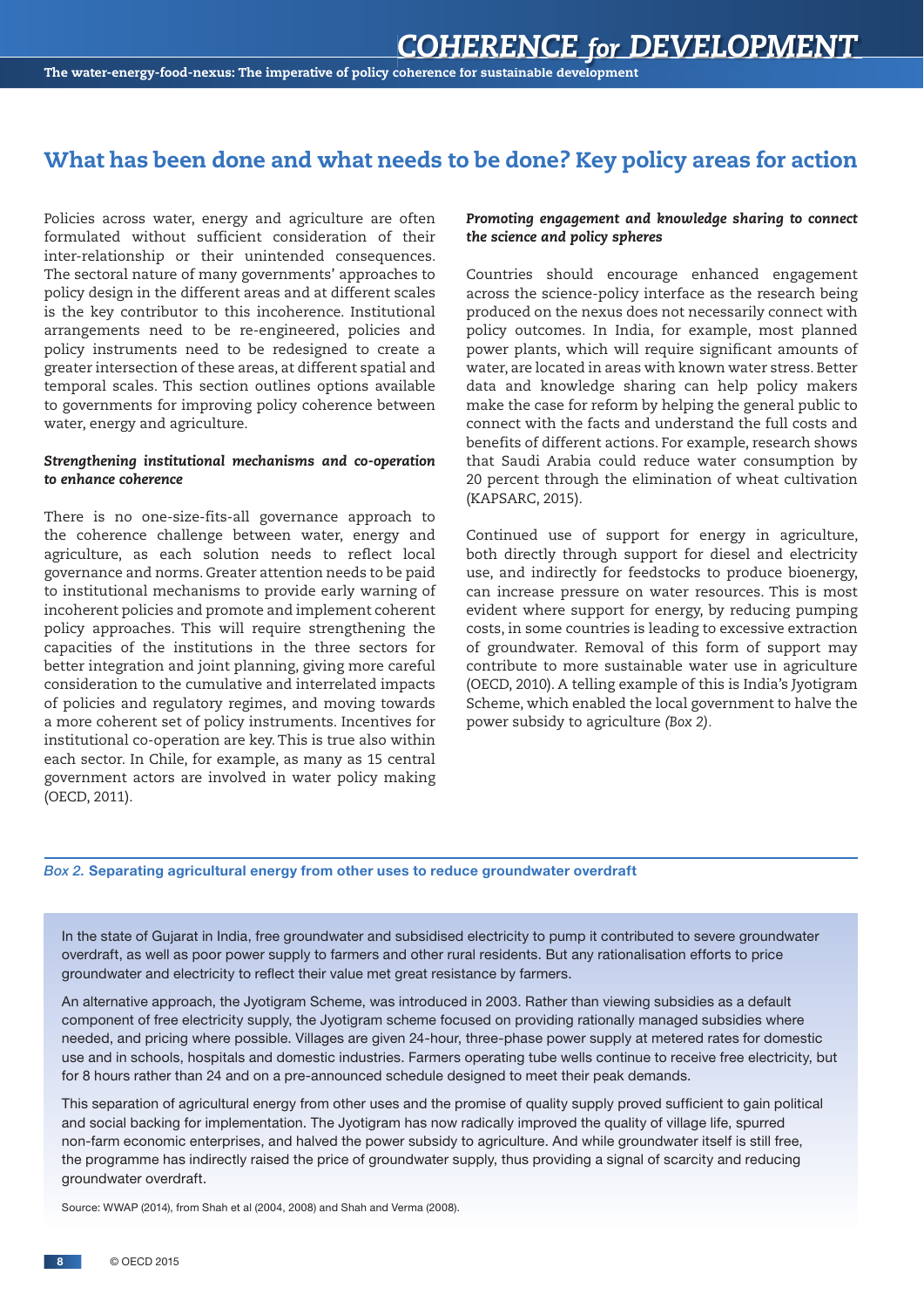## What has been done and what needs to be done? Key policy areas for action

Policies across water, energy and agriculture are often formulated without sufficient consideration of their inter-relationship or their unintended consequences. The sectoral nature of many governments' approaches to policy design in the different areas and at different scales is the key contributor to this incoherence. Institutional arrangements need to be re-engineered, policies and policy instruments need to be redesigned to create a greater intersection of these areas, at different spatial and temporal scales. This section outlines options available to governments for improving policy coherence between water, energy and agriculture.

***Strengthening institutional mechanisms and co-operation to enhance coherence***

There is no one-size-fits-all governance approach to the coherence challenge between water, energy and agriculture, as each solution needs to reflect local governance and norms. Greater attention needs to be paid to institutional mechanisms to provide early warning of incoherent policies and promote and implement coherent policy approaches. This will require strengthening the capacities of the institutions in the three sectors for better integration and joint planning, giving more careful consideration to the cumulative and interrelated impacts of policies and regulatory regimes, and moving towards a more coherent set of policy instruments. Incentives for institutional co-operation are key. This is true also within each sector. In Chile, for example, as many as 15 central government actors are involved in water policy making (OECD, 2011).

***Promoting engagement and knowledge sharing to connect the science and policy spheres***

Countries should encourage enhanced engagement across the science-policy interface as the research being produced on the nexus does not necessarily connect with policy outcomes. In India, for example, most planned power plants, which will require significant amounts of water, are located in areas with known water stress. Better data and knowledge sharing can help policy makers make the case for reform by helping the general public to connect with the facts and understand the full costs and benefits of different actions. For example, research shows that Saudi Arabia could reduce water consumption by 20 percent through the elimination of wheat cultivation (KAPSARC, 2015).

Continued use of support for energy in agriculture, both directly through support for diesel and electricity use, and indirectly for feedstocks to produce bioenergy, can increase pressure on water resources. This is most evident where support for energy, by reducing pumping costs, in some countries is leading to excessive extraction of groundwater. Removal of this form of support may contribute to more sustainable water use in agriculture (OECD, 2010). A telling example of this is India's Jyotigram Scheme, which enabled the local government to halve the power subsidy to agriculture *(Box 2)*.

### *Box 2.* Separating agricultural energy from other uses to reduce groundwater overdraft

In the state of Gujarat in India, free groundwater and subsidised electricity to pump it contributed to severe groundwater overdraft, as well as poor power supply to farmers and other rural residents. But any rationalisation efforts to price groundwater and electricity to reflect their value met great resistance by farmers.

An alternative approach, the Jyotigram Scheme, was introduced in 2003. Rather than viewing subsidies as a default component of free electricity supply, the Jyotigram scheme focused on providing rationally managed subsidies where needed, and pricing where possible. Villages are given 24-hour, three-phase power supply at metered rates for domestic use and in schools, hospitals and domestic industries. Farmers operating tube wells continue to receive free electricity, but for 8 hours rather than 24 and on a pre-announced schedule designed to meet their peak demands.

This separation of agricultural energy from other uses and the promise of quality supply proved sufficient to gain political and social backing for implementation. The Jyotigram has now radically improved the quality of village life, spurred non-farm economic enterprises, and halved the power subsidy to agriculture. And while groundwater itself is still free, the programme has indirectly raised the price of groundwater supply, thus providing a signal of scarcity and reducing groundwater overdraft.

Source: WWAP (2014), from Shah et al (2004, 2008) and Shah and Verma (2008).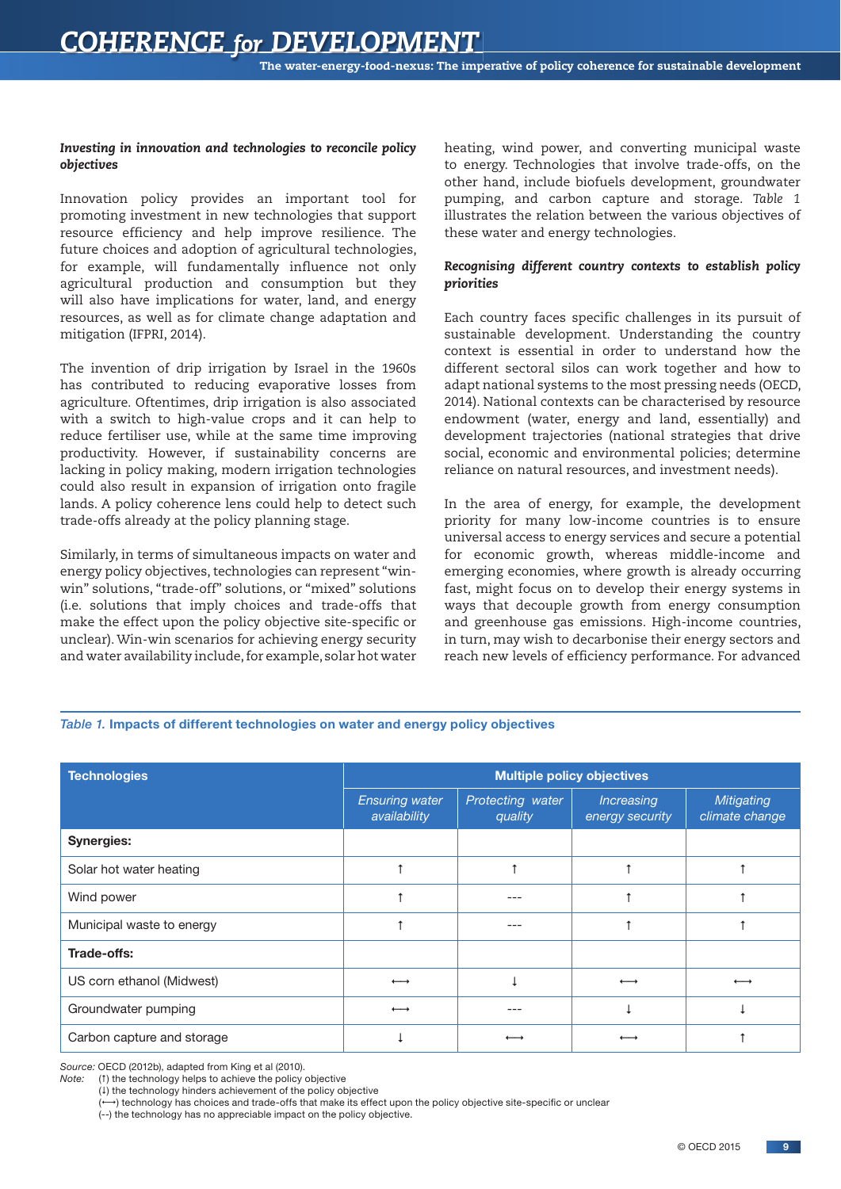***Investing in innovation and technologies to reconcile policy objectives***

Innovation policy provides an important tool for promoting investment in new technologies that support resource efficiency and help improve resilience. The future choices and adoption of agricultural technologies, for example, will fundamentally influence not only agricultural production and consumption but they will also have implications for water, land, and energy resources, as well as for climate change adaptation and mitigation (IFPRI, 2014).

The invention of drip irrigation by Israel in the 1960s has contributed to reducing evaporative losses from agriculture. Oftentimes, drip irrigation is also associated with a switch to high-value crops and it can help to reduce fertiliser use, while at the same time improving productivity. However, if sustainability concerns are lacking in policy making, modern irrigation technologies could also result in expansion of irrigation onto fragile lands. A policy coherence lens could help to detect such trade-offs already at the policy planning stage.

Similarly, in terms of simultaneous impacts on water and energy policy objectives, technologies can represent "win-win" solutions, "trade-off" solutions, or "mixed" solutions (i.e. solutions that imply choices and trade-offs that make the effect upon the policy objective site-specific or unclear). Win-win scenarios for achieving energy security and water availability include, for example, solar hot water heating, wind power, and converting municipal waste to energy. Technologies that involve trade-offs, on the other hand, include biofuels development, groundwater pumping, and carbon capture and storage. *Table 1* illustrates the relation between the various objectives of these water and energy technologies.

***Recognising different country contexts to establish policy priorities***

Each country faces specific challenges in its pursuit of sustainable development. Understanding the country context is essential in order to understand how the different sectoral silos can work together and how to adapt national systems to the most pressing needs (OECD, 2014). National contexts can be characterised by resource endowment (water, energy and land, essentially) and development trajectories (national strategies that drive social, economic and environmental policies; determine reliance on natural resources, and investment needs).

In the area of energy, for example, the development priority for many low-income countries is to ensure universal access to energy services and secure a potential for economic growth, whereas middle-income and emerging economies, where growth is already occurring fast, might focus on to develop their energy systems in ways that decouple growth from energy consumption and greenhouse gas emissions. High-income countries, in turn, may wish to decarbonise their energy sectors and reach new levels of efficiency performance. For advanced

*Table 1.* **Impacts of different technologies on water and energy policy objectives**

| Technologies | Multiple policy objectives | | | |
|---|---|---|---|---|
| | *Ensuring water availability* | *Protecting water quality* | *Increasing energy security* | *Mitigating climate change* |
| **Synergies:** | | | | |
| Solar hot water heating | ↑ | ↑ | ↑ | ↑ |
| Wind power | ↑ | --- | ↑ | ↑ |
| Municipal waste to energy | ↑ | --- | ↑ | ↑ |
| **Trade-offs:** | | | | |
| US corn ethanol (Midwest) | ⟷ | ↓ | ⟷ | ⟷ |
| Groundwater pumping | ⟷ | --- | ↓ | ↓ |
| Carbon capture and storage | ↓ | ⟷ | ⟷ | ↑ |

*Source:* OECD (2012b), adapted from King et al (2010).
*Note:* (↑) the technology helps to achieve the policy objective
(↓) the technology hinders achievement of the policy objective
(⟷) technology has choices and trade-offs that make its effect upon the policy objective site-specific or unclear
(--) the technology has no appreciable impact on the policy objective.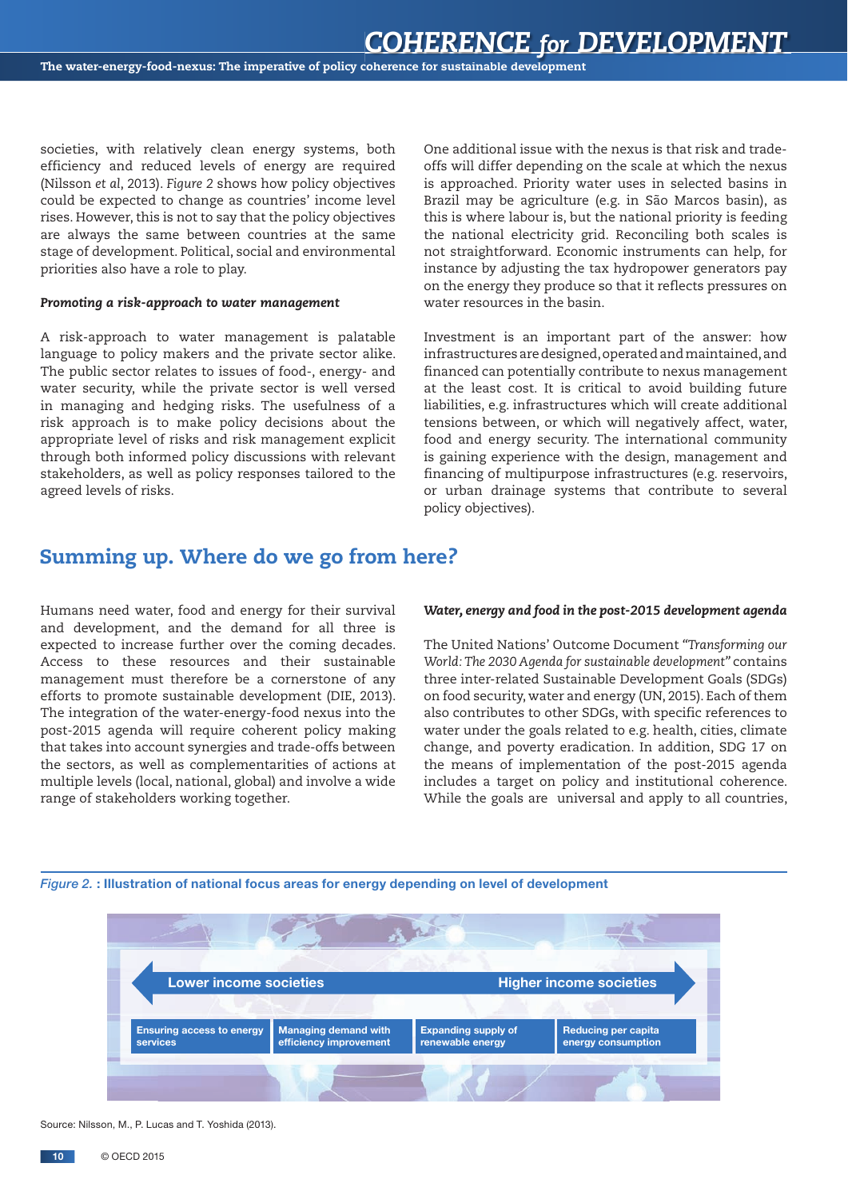societies, with relatively clean energy systems, both efficiency and reduced levels of energy are required (Nilsson *et al*, 2013). *Figure 2* shows how policy objectives could be expected to change as countries' income level rises. However, this is not to say that the policy objectives are always the same between countries at the same stage of development. Political, social and environmental priorities also have a role to play.

***Promoting a risk-approach to water management***

A risk-approach to water management is palatable language to policy makers and the private sector alike. The public sector relates to issues of food-, energy- and water security, while the private sector is well versed in managing and hedging risks. The usefulness of a risk approach is to make policy decisions about the appropriate level of risks and risk management explicit through both informed policy discussions with relevant stakeholders, as well as policy responses tailored to the agreed levels of risks.

One additional issue with the nexus is that risk and trade-offs will differ depending on the scale at which the nexus is approached. Priority water uses in selected basins in Brazil may be agriculture (e.g. in São Marcos basin), as this is where labour is, but the national priority is feeding the national electricity grid. Reconciling both scales is not straightforward. Economic instruments can help, for instance by adjusting the tax hydropower generators pay on the energy they produce so that it reflects pressures on water resources in the basin.

Investment is an important part of the answer: how infrastructures are designed, operated and maintained, and financed can potentially contribute to nexus management at the least cost. It is critical to avoid building future liabilities, e.g. infrastructures which will create additional tensions between, or which will negatively affect, water, food and energy security. The international community is gaining experience with the design, management and financing of multipurpose infrastructures (e.g. reservoirs, or urban drainage systems that contribute to several policy objectives).

## Summing up. Where do we go from here?

Humans need water, food and energy for their survival and development, and the demand for all three is expected to increase further over the coming decades. Access to these resources and their sustainable management must therefore be a cornerstone of any efforts to promote sustainable development (DIE, 2013). The integration of the water-energy-food nexus into the post-2015 agenda will require coherent policy making that takes into account synergies and trade-offs between the sectors, as well as complementarities of actions at multiple levels (local, national, global) and involve a wide range of stakeholders working together.

***Water, energy and food in the post-2015 development agenda***

The United Nations' Outcome Document *"Transforming our World: The 2030 Agenda for sustainable development"* contains three inter-related Sustainable Development Goals (SDGs) on food security, water and energy (UN, 2015). Each of them also contributes to other SDGs, with specific references to water under the goals related to e.g. health, cities, climate change, and poverty eradication. In addition, SDG 17 on the means of implementation of the post-2015 agenda includes a target on policy and institutional coherence. While the goals are universal and apply to all countries,

*Figure 2.* : **Illustration of national focus areas for energy depending on level of development**

| Lower income societies ← | | → Higher income societies | |
|---|---|---|---|
| Ensuring access to energy services | Managing demand with efficiency improvement | Expanding supply of renewable energy | Reducing per capita energy consumption |

Source: Nilsson, M., P. Lucas and T. Yoshida (2013).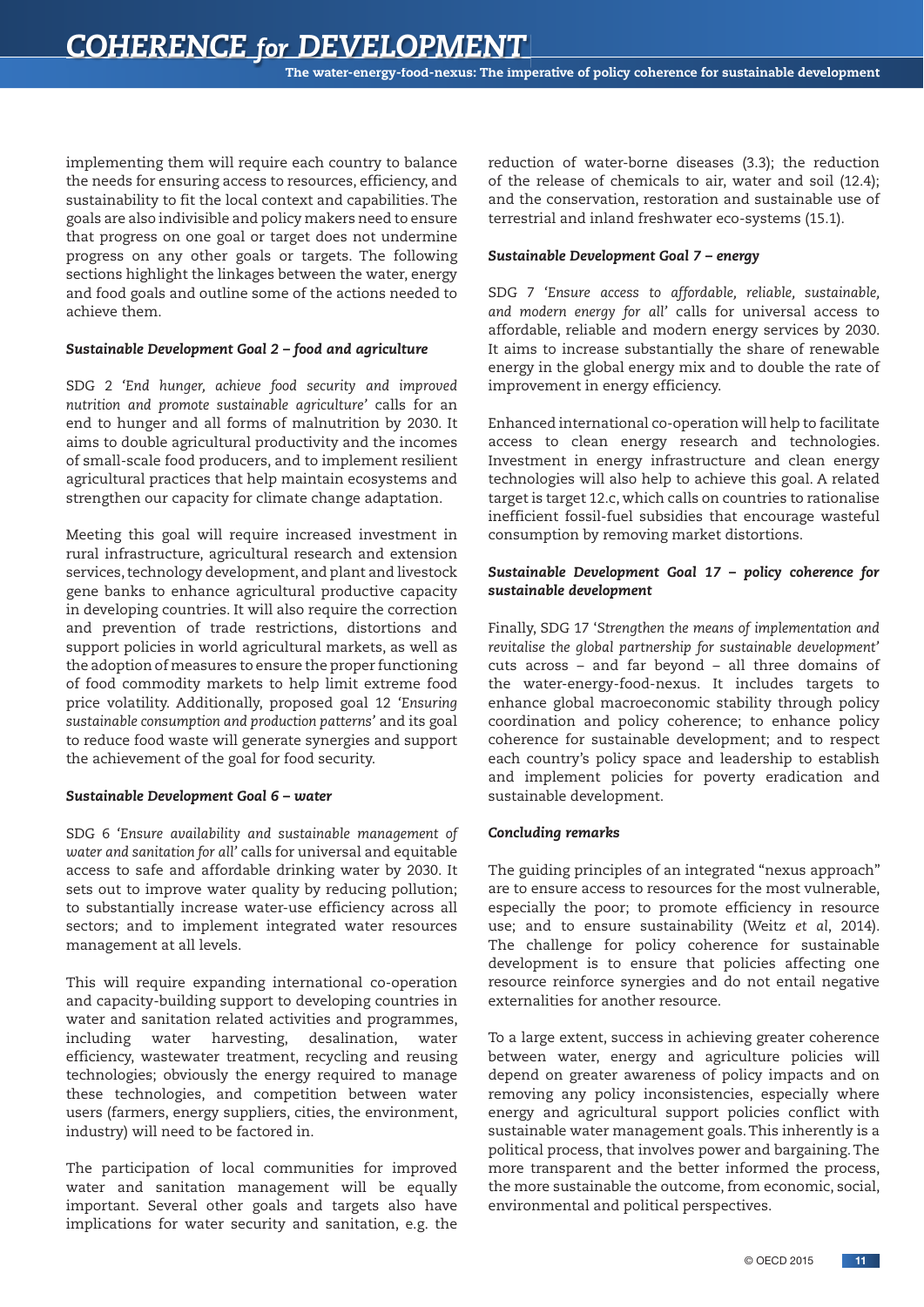implementing them will require each country to balance the needs for ensuring access to resources, efficiency, and sustainability to fit the local context and capabilities. The goals are also indivisible and policy makers need to ensure that progress on one goal or target does not undermine progress on any other goals or targets. The following sections highlight the linkages between the water, energy and food goals and outline some of the actions needed to achieve them.

***Sustainable Development Goal 2 – food and agriculture***

SDG 2 *'End hunger, achieve food security and improved nutrition and promote sustainable agriculture'* calls for an end to hunger and all forms of malnutrition by 2030. It aims to double agricultural productivity and the incomes of small-scale food producers, and to implement resilient agricultural practices that help maintain ecosystems and strengthen our capacity for climate change adaptation.

Meeting this goal will require increased investment in rural infrastructure, agricultural research and extension services, technology development, and plant and livestock gene banks to enhance agricultural productive capacity in developing countries. It will also require the correction and prevention of trade restrictions, distortions and support policies in world agricultural markets, as well as the adoption of measures to ensure the proper functioning of food commodity markets to help limit extreme food price volatility. Additionally, proposed goal 12 *'Ensuring sustainable consumption and production patterns'* and its goal to reduce food waste will generate synergies and support the achievement of the goal for food security.

***Sustainable Development Goal 6 – water***

SDG 6 *'Ensure availability and sustainable management of water and sanitation for all'* calls for universal and equitable access to safe and affordable drinking water by 2030. It sets out to improve water quality by reducing pollution; to substantially increase water-use efficiency across all sectors; and to implement integrated water resources management at all levels.

This will require expanding international co-operation and capacity-building support to developing countries in water and sanitation related activities and programmes, including water harvesting, desalination, water efficiency, wastewater treatment, recycling and reusing technologies; obviously the energy required to manage these technologies, and competition between water users (farmers, energy suppliers, cities, the environment, industry) will need to be factored in.

The participation of local communities for improved water and sanitation management will be equally important. Several other goals and targets also have implications for water security and sanitation, e.g. the reduction of water-borne diseases (3.3); the reduction of the release of chemicals to air, water and soil (12.4); and the conservation, restoration and sustainable use of terrestrial and inland freshwater eco-systems (15.1).

***Sustainable Development Goal 7 – energy***

SDG 7 *'Ensure access to affordable, reliable, sustainable, and modern energy for all'* calls for universal access to affordable, reliable and modern energy services by 2030. It aims to increase substantially the share of renewable energy in the global energy mix and to double the rate of improvement in energy efficiency.

Enhanced international co-operation will help to facilitate access to clean energy research and technologies. Investment in energy infrastructure and clean energy technologies will also help to achieve this goal. A related target is target 12.c, which calls on countries to rationalise inefficient fossil-fuel subsidies that encourage wasteful consumption by removing market distortions.

***Sustainable Development Goal 17 – policy coherence for sustainable development***

Finally, SDG 17 *'Strengthen the means of implementation and revitalise the global partnership for sustainable development'* cuts across – and far beyond – all three domains of the water-energy-food-nexus. It includes targets to enhance global macroeconomic stability through policy coordination and policy coherence; to enhance policy coherence for sustainable development; and to respect each country's policy space and leadership to establish and implement policies for poverty eradication and sustainable development.

***Concluding remarks***

The guiding principles of an integrated "nexus approach" are to ensure access to resources for the most vulnerable, especially the poor; to promote efficiency in resource use; and to ensure sustainability (Weitz *et al*, 2014). The challenge for policy coherence for sustainable development is to ensure that policies affecting one resource reinforce synergies and do not entail negative externalities for another resource.

To a large extent, success in achieving greater coherence between water, energy and agriculture policies will depend on greater awareness of policy impacts and on removing any policy inconsistencies, especially where energy and agricultural support policies conflict with sustainable water management goals. This inherently is a political process, that involves power and bargaining. The more transparent and the better informed the process, the more sustainable the outcome, from economic, social, environmental and political perspectives.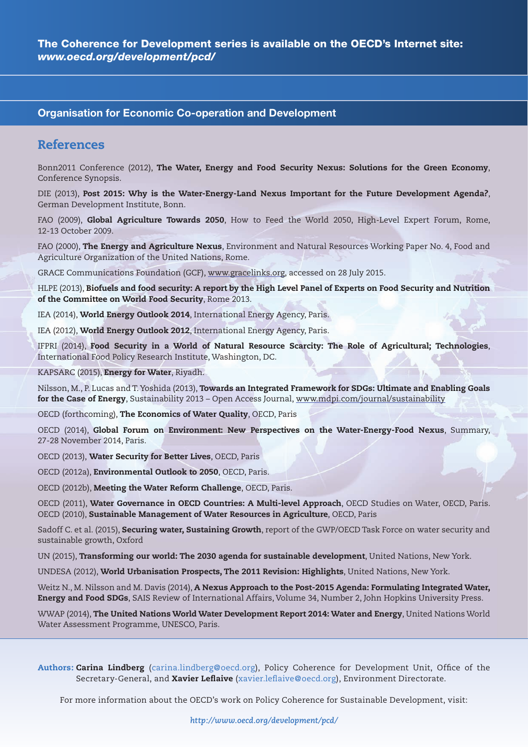**The Coherence for Development series is available on the OECD's Internet site:** ***www.oecd.org/development/pcd/***

**Organisation for Economic Co-operation and Development**

## References

Bonn2011 Conference (2012), **The Water, Energy and Food Security Nexus: Solutions for the Green Economy**, Conference Synopsis.

DIE (2013), **Post 2015: Why is the Water-Energy-Land Nexus Important for the Future Development Agenda?**, German Development Institute, Bonn.

FAO (2009), **Global Agriculture Towards 2050**, How to Feed the World 2050, High-Level Expert Forum, Rome, 12-13 October 2009.

FAO (2000), **The Energy and Agriculture Nexus**, Environment and Natural Resources Working Paper No. 4, Food and Agriculture Organization of the United Nations, Rome.

GRACE Communications Foundation (GCF), www.gracelinks.org, accessed on 28 July 2015.

HLPE (2013), **Biofuels and food security: A report by the High Level Panel of Experts on Food Security and Nutrition of the Committee on World Food Security**, Rome 2013.

IEA (2014), **World Energy Outlook 2014**, International Energy Agency, Paris.

IEA (2012), **World Energy Outlook 2012**, International Energy Agency, Paris.

IFPRI (2014), **Food Security in a World of Natural Resource Scarcity: The Role of Agricultural; Technologies**, International Food Policy Research Institute, Washington, DC.

KAPSARC (2015), **Energy for Water**, Riyadh.

Nilsson, M., P. Lucas and T. Yoshida (2013), **Towards an Integrated Framework for SDGs: Ultimate and Enabling Goals for the Case of Energy**, Sustainability 2013 – Open Access Journal, www.mdpi.com/journal/sustainability

OECD (forthcoming), **The Economics of Water Quality**, OECD, Paris

OECD (2014), **Global Forum on Environment: New Perspectives on the Water-Energy-Food Nexus**, Summary, 27-28 November 2014, Paris.

OECD (2013), **Water Security for Better Lives**, OECD, Paris

OECD (2012a), **Environmental Outlook to 2050**, OECD, Paris.

OECD (2012b), **Meeting the Water Reform Challenge**, OECD, Paris.

OECD (2011), **Water Governance in OECD Countries: A Multi-level Approach**, OECD Studies on Water, OECD, Paris.
OECD (2010), **Sustainable Management of Water Resources in Agriculture**, OECD, Paris

Sadoff C. et al. (2015), **Securing water, Sustaining Growth**, report of the GWP/OECD Task Force on water security and sustainable growth, Oxford

UN (2015), **Transforming our world: The 2030 agenda for sustainable development**, United Nations, New York.

UNDESA (2012), **World Urbanisation Prospects, The 2011 Revision: Highlights**, United Nations, New York.

Weitz N., M. Nilsson and M. Davis (2014), **A Nexus Approach to the Post-2015 Agenda: Formulating Integrated Water, Energy and Food SDGs**, SAIS Review of International Affairs, Volume 34, Number 2, John Hopkins University Press.

WWAP (2014), **The United Nations World Water Development Report 2014: Water and Energy**, United Nations World Water Assessment Programme, UNESCO, Paris.

**Authors:** **Carina Lindberg** (carina.lindberg@oecd.org), Policy Coherence for Development Unit, Office of the Secretary-General, and **Xavier Leflaive** (xavier.leflaive@oecd.org), Environment Directorate.

For more information about the OECD's work on Policy Coherence for Sustainable Development, visit:

*http://www.oecd.org/development/pcd/*